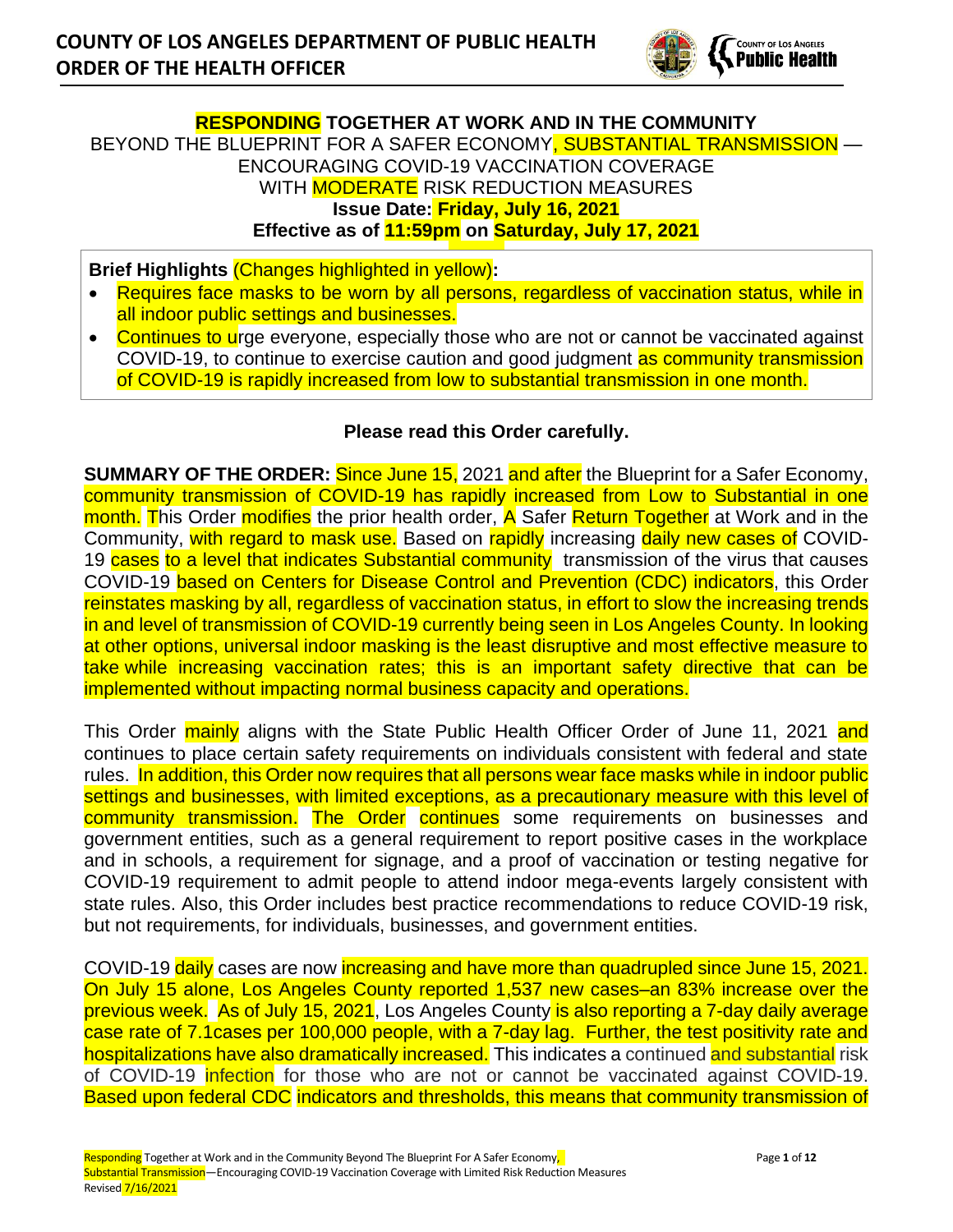# COUNTY OF LOS ANGELES DEPARTMENT OF PUBLIC HEALTH ORDER OF THE HEALTH OFFICER

**RESPONDING TOGETHER AT WORK AND IN THE COMMUNITY**

BEYOND THE BLUEPRINT FOR A SAFER ECONOMY, SUBSTANTIAL TRANSMISSION — ENCOURAGING COVID-19 VACCINATION COVERAGE WITH MODERATE RISK REDUCTION MEASURES

**Issue Date: Friday, July 16, 2021**

**Effective as of 11:59pm on Saturday, July 17, 2021**

**Brief Highlights** (Changes highlighted in yellow)**:**

- Requires face masks to be worn by all persons, regardless of vaccination status, while in all indoor public settings and businesses.
- Continues to urge everyone, especially those who are not or cannot be vaccinated against COVID-19, to continue to exercise caution and good judgment as community transmission of COVID-19 is rapidly increased from low to substantial transmission in one month.

**Please read this Order carefully.**

**SUMMARY OF THE ORDER:** Since June 15, 2021 and after the Blueprint for a Safer Economy, community transmission of COVID-19 has rapidly increased from Low to Substantial in one month. This Order modifies the prior health order, A Safer Return Together at Work and in the Community, with regard to mask use. Based on rapidly increasing daily new cases of COVID-19 cases to a level that indicates Substantial community transmission of the virus that causes COVID-19 based on Centers for Disease Control and Prevention (CDC) indicators, this Order reinstates masking by all, regardless of vaccination status, in effort to slow the increasing trends in and level of transmission of COVID-19 currently being seen in Los Angeles County. In looking at other options, universal indoor masking is the least disruptive and most effective measure to take while increasing vaccination rates; this is an important safety directive that can be implemented without impacting normal business capacity and operations.

This Order mainly aligns with the State Public Health Officer Order of June 11, 2021 and continues to place certain safety requirements on individuals consistent with federal and state rules. In addition, this Order now requires that all persons wear face masks while in indoor public settings and businesses, with limited exceptions, as a precautionary measure with this level of community transmission. The Order continues some requirements on businesses and government entities, such as a general requirement to report positive cases in the workplace and in schools, a requirement for signage, and a proof of vaccination or testing negative for COVID-19 requirement to admit people to attend indoor mega-events largely consistent with state rules. Also, this Order includes best practice recommendations to reduce COVID-19 risk, but not requirements, for individuals, businesses, and government entities.

COVID-19 daily cases are now increasing and have more than quadrupled since June 15, 2021. On July 15 alone, Los Angeles County reported 1,537 new cases–an 83% increase over the previous week. As of July 15, 2021, Los Angeles County is also reporting a 7-day daily average case rate of 7.1cases per 100,000 people, with a 7-day lag. Further, the test positivity rate and hospitalizations have also dramatically increased. This indicates a continued and substantial risk of COVID-19 infection for those who are not or cannot be vaccinated against COVID-19. Based upon federal CDC indicators and thresholds, this means that community transmission of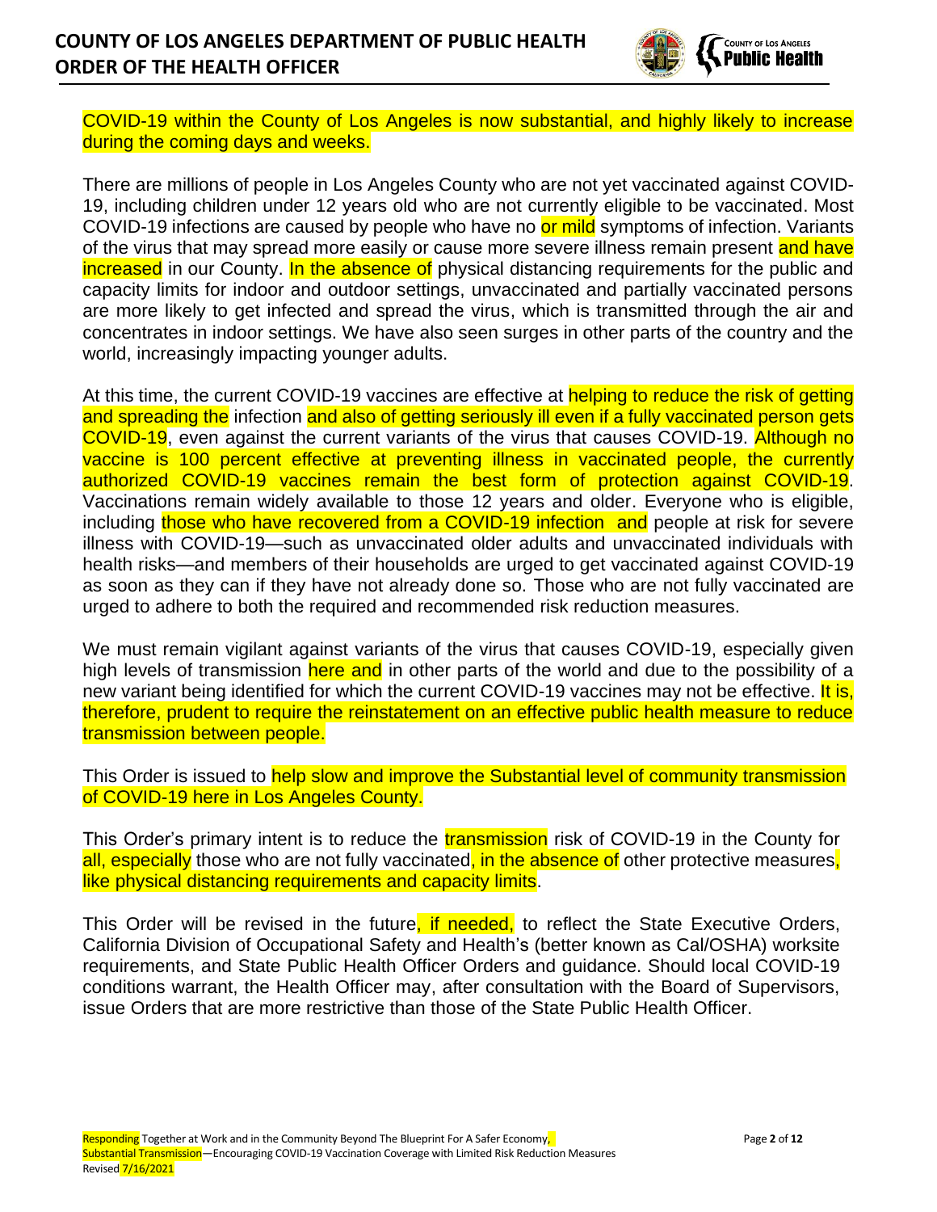COVID-19 within the County of Los Angeles is now substantial, and highly likely to increase during the coming days and weeks.

There are millions of people in Los Angeles County who are not yet vaccinated against COVID-19, including children under 12 years old who are not currently eligible to be vaccinated. Most COVID-19 infections are caused by people who have no or mild symptoms of infection. Variants of the virus that may spread more easily or cause more severe illness remain present and have increased in our County. In the absence of physical distancing requirements for the public and capacity limits for indoor and outdoor settings, unvaccinated and partially vaccinated persons are more likely to get infected and spread the virus, which is transmitted through the air and concentrates in indoor settings. We have also seen surges in other parts of the country and the world, increasingly impacting younger adults.

At this time, the current COVID-19 vaccines are effective at helping to reduce the risk of getting and spreading the infection and also of getting seriously ill even if a fully vaccinated person gets COVID-19, even against the current variants of the virus that causes COVID-19. Although no vaccine is 100 percent effective at preventing illness in vaccinated people, the currently authorized COVID-19 vaccines remain the best form of protection against COVID-19. Vaccinations remain widely available to those 12 years and older. Everyone who is eligible, including those who have recovered from a COVID-19 infection and people at risk for severe illness with COVID-19—such as unvaccinated older adults and unvaccinated individuals with health risks—and members of their households are urged to get vaccinated against COVID-19 as soon as they can if they have not already done so. Those who are not fully vaccinated are urged to adhere to both the required and recommended risk reduction measures.

We must remain vigilant against variants of the virus that causes COVID-19, especially given high levels of transmission here and in other parts of the world and due to the possibility of a new variant being identified for which the current COVID-19 vaccines may not be effective. It is, therefore, prudent to require the reinstatement on an effective public health measure to reduce transmission between people.

This Order is issued to help slow and improve the Substantial level of community transmission of COVID-19 here in Los Angeles County.

This Order's primary intent is to reduce the transmission risk of COVID-19 in the County for all, especially those who are not fully vaccinated, in the absence of other protective measures, like physical distancing requirements and capacity limits.

This Order will be revised in the future, if needed, to reflect the State Executive Orders, California Division of Occupational Safety and Health's (better known as Cal/OSHA) worksite requirements, and State Public Health Officer Orders and guidance. Should local COVID-19 conditions warrant, the Health Officer may, after consultation with the Board of Supervisors, issue Orders that are more restrictive than those of the State Public Health Officer.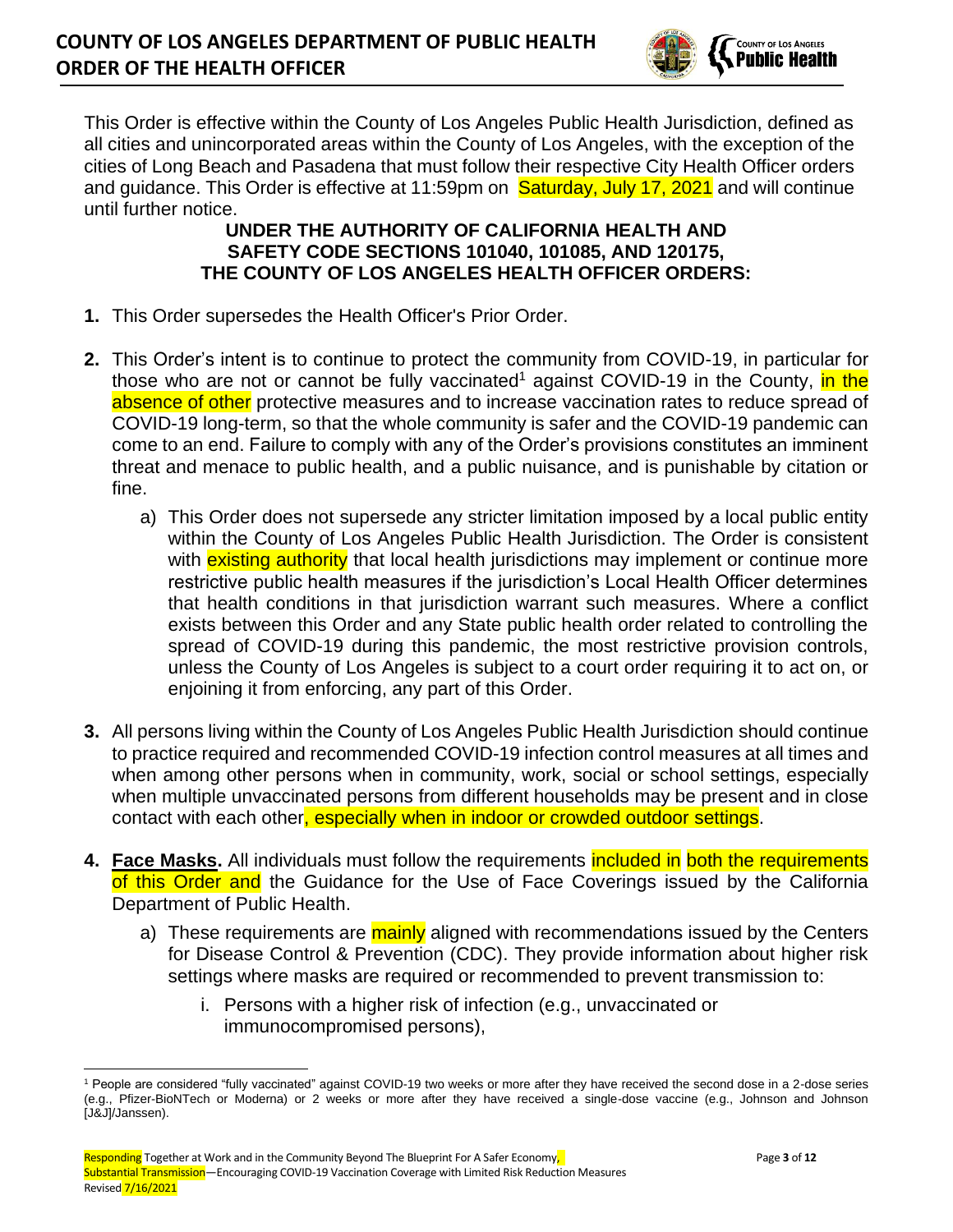This Order is effective within the County of Los Angeles Public Health Jurisdiction, defined as all cities and unincorporated areas within the County of Los Angeles, with the exception of the cities of Long Beach and Pasadena that must follow their respective City Health Officer orders and guidance. This Order is effective at 11:59pm on Saturday, July 17, 2021 and will continue until further notice.

**UNDER THE AUTHORITY OF CALIFORNIA HEALTH AND SAFETY CODE SECTIONS 101040, 101085, AND 120175, THE COUNTY OF LOS ANGELES HEALTH OFFICER ORDERS:**

1. This Order supersedes the Health Officer's Prior Order.

2. This Order's intent is to continue to protect the community from COVID-19, in particular for those who are not or cannot be fully vaccinated[1] against COVID-19 in the County, in the absence of other protective measures and to increase vaccination rates to reduce spread of COVID-19 long-term, so that the whole community is safer and the COVID-19 pandemic can come to an end. Failure to comply with any of the Order's provisions constitutes an imminent threat and menace to public health, and a public nuisance, and is punishable by citation or fine.

    a) This Order does not supersede any stricter limitation imposed by a local public entity within the County of Los Angeles Public Health Jurisdiction. The Order is consistent with existing authority that local health jurisdictions may implement or continue more restrictive public health measures if the jurisdiction's Local Health Officer determines that health conditions in that jurisdiction warrant such measures. Where a conflict exists between this Order and any State public health order related to controlling the spread of COVID-19 during this pandemic, the most restrictive provision controls, unless the County of Los Angeles is subject to a court order requiring it to act on, or enjoining it from enforcing, any part of this Order.

3. All persons living within the County of Los Angeles Public Health Jurisdiction should continue to practice required and recommended COVID-19 infection control measures at all times and when among other persons when in community, work, social or school settings, especially when multiple unvaccinated persons from different households may be present and in close contact with each other, especially when in indoor or crowded outdoor settings.

4. **Face Masks.** All individuals must follow the requirements included in both the requirements of this Order and the Guidance for the Use of Face Coverings issued by the California Department of Public Health.

    a) These requirements are mainly aligned with recommendations issued by the Centers for Disease Control & Prevention (CDC). They provide information about higher risk settings where masks are required or recommended to prevent transmission to:

        i. Persons with a higher risk of infection (e.g., unvaccinated or immunocompromised persons),

[1] People are considered "fully vaccinated" against COVID-19 two weeks or more after they have received the second dose in a 2-dose series (e.g., Pfizer-BioNTech or Moderna) or 2 weeks or more after they have received a single-dose vaccine (e.g., Johnson and Johnson [J&J]/Janssen).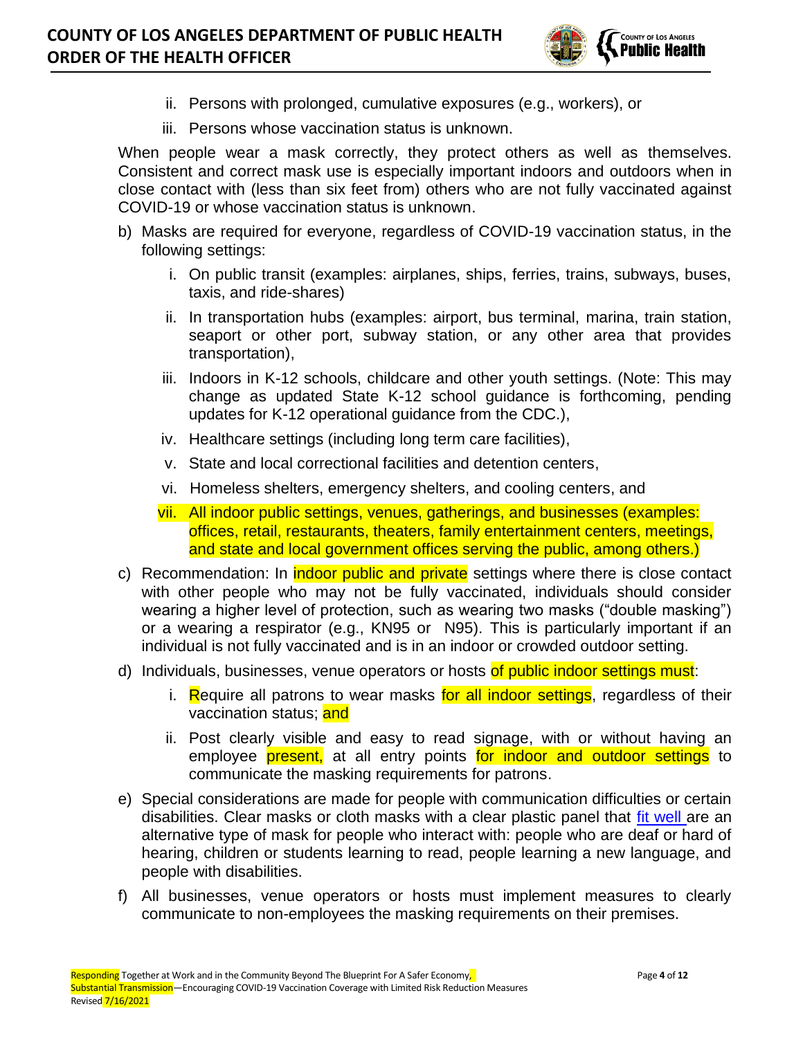ii. Persons with prolonged, cumulative exposures (e.g., workers), or

   iii. Persons whose vaccination status is unknown.

   When people wear a mask correctly, they protect others as well as themselves. Consistent and correct mask use is especially important indoors and outdoors when in close contact with (less than six feet from) others who are not fully vaccinated against COVID-19 or whose vaccination status is unknown.

b) Masks are required for everyone, regardless of COVID-19 vaccination status, in the following settings:

   i. On public transit (examples: airplanes, ships, ferries, trains, subways, buses, taxis, and ride-shares)

   ii. In transportation hubs (examples: airport, bus terminal, marina, train station, seaport or other port, subway station, or any other area that provides transportation),

   iii. Indoors in K-12 schools, childcare and other youth settings. (Note: This may change as updated State K-12 school guidance is forthcoming, pending updates for K-12 operational guidance from the CDC.),

   iv. Healthcare settings (including long term care facilities),

   v. State and local correctional facilities and detention centers,

   vi. Homeless shelters, emergency shelters, and cooling centers, and

   vii. All indoor public settings, venues, gatherings, and businesses (examples: offices, retail, restaurants, theaters, family entertainment centers, meetings, and state and local government offices serving the public, among others.)

c) Recommendation: In indoor public and private settings where there is close contact with other people who may not be fully vaccinated, individuals should consider wearing a higher level of protection, such as wearing two masks ("double masking") or a wearing a respirator (e.g., KN95 or N95). This is particularly important if an individual is not fully vaccinated and is in an indoor or crowded outdoor setting.

d) Individuals, businesses, venue operators or hosts of public indoor settings must:

   i. Require all patrons to wear masks for all indoor settings, regardless of their vaccination status; and

   ii. Post clearly visible and easy to read signage, with or without having an employee present, at all entry points for indoor and outdoor settings to communicate the masking requirements for patrons.

e) Special considerations are made for people with communication difficulties or certain disabilities. Clear masks or cloth masks with a clear plastic panel that fit well are an alternative type of mask for people who interact with: people who are deaf or hard of hearing, children or students learning to read, people learning a new language, and people with disabilities.

f) All businesses, venue operators or hosts must implement measures to clearly communicate to non-employees the masking requirements on their premises.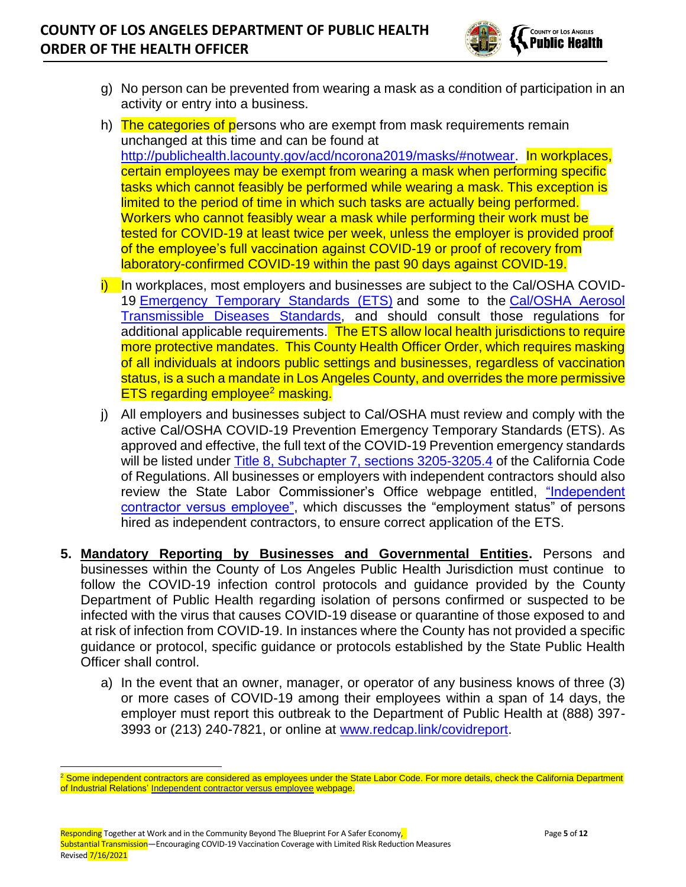g) No person can be prevented from wearing a mask as a condition of participation in an activity or entry into a business.

h) The categories of persons who are exempt from mask requirements remain unchanged at this time and can be found at http://publichealth.lacounty.gov/acd/ncorona2019/masks/#notwear. In workplaces, certain employees may be exempt from wearing a mask when performing specific tasks which cannot feasibly be performed while wearing a mask. This exception is limited to the period of time in which such tasks are actually being performed. Workers who cannot feasibly wear a mask while performing their work must be tested for COVID-19 at least twice per week, unless the employer is provided proof of the employee's full vaccination against COVID-19 or proof of recovery from laboratory-confirmed COVID-19 within the past 90 days against COVID-19.

i) In workplaces, most employers and businesses are subject to the Cal/OSHA COVID-19 Emergency Temporary Standards (ETS) and some to the Cal/OSHA Aerosol Transmissible Diseases Standards, and should consult those regulations for additional applicable requirements. The ETS allow local health jurisdictions to require more protective mandates. This County Health Officer Order, which requires masking of all individuals at indoors public settings and businesses, regardless of vaccination status, is a such a mandate in Los Angeles County, and overrides the more permissive ETS regarding employee[2] masking.

j) All employers and businesses subject to Cal/OSHA must review and comply with the active Cal/OSHA COVID-19 Prevention Emergency Temporary Standards (ETS). As approved and effective, the full text of the COVID-19 Prevention emergency standards will be listed under Title 8, Subchapter 7, sections 3205-3205.4 of the California Code of Regulations. All businesses or employers with independent contractors should also review the State Labor Commissioner's Office webpage entitled, "Independent contractor versus employee", which discusses the "employment status" of persons hired as independent contractors, to ensure correct application of the ETS.

5. **Mandatory Reporting by Businesses and Governmental Entities.** Persons and businesses within the County of Los Angeles Public Health Jurisdiction must continue to follow the COVID-19 infection control protocols and guidance provided by the County Department of Public Health regarding isolation of persons confirmed or suspected to be infected with the virus that causes COVID-19 disease or quarantine of those exposed to and at risk of infection from COVID-19. In instances where the County has not provided a specific guidance or protocol, specific guidance or protocols established by the State Public Health Officer shall control.

   a) In the event that an owner, manager, or operator of any business knows of three (3) or more cases of COVID-19 among their employees within a span of 14 days, the employer must report this outbreak to the Department of Public Health at (888) 397-3993 or (213) 240-7821, or online at www.redcap.link/covidreport.

[2] Some independent contractors are considered as employees under the State Labor Code. For more details, check the California Department of Industrial Relations' Independent contractor versus employee webpage.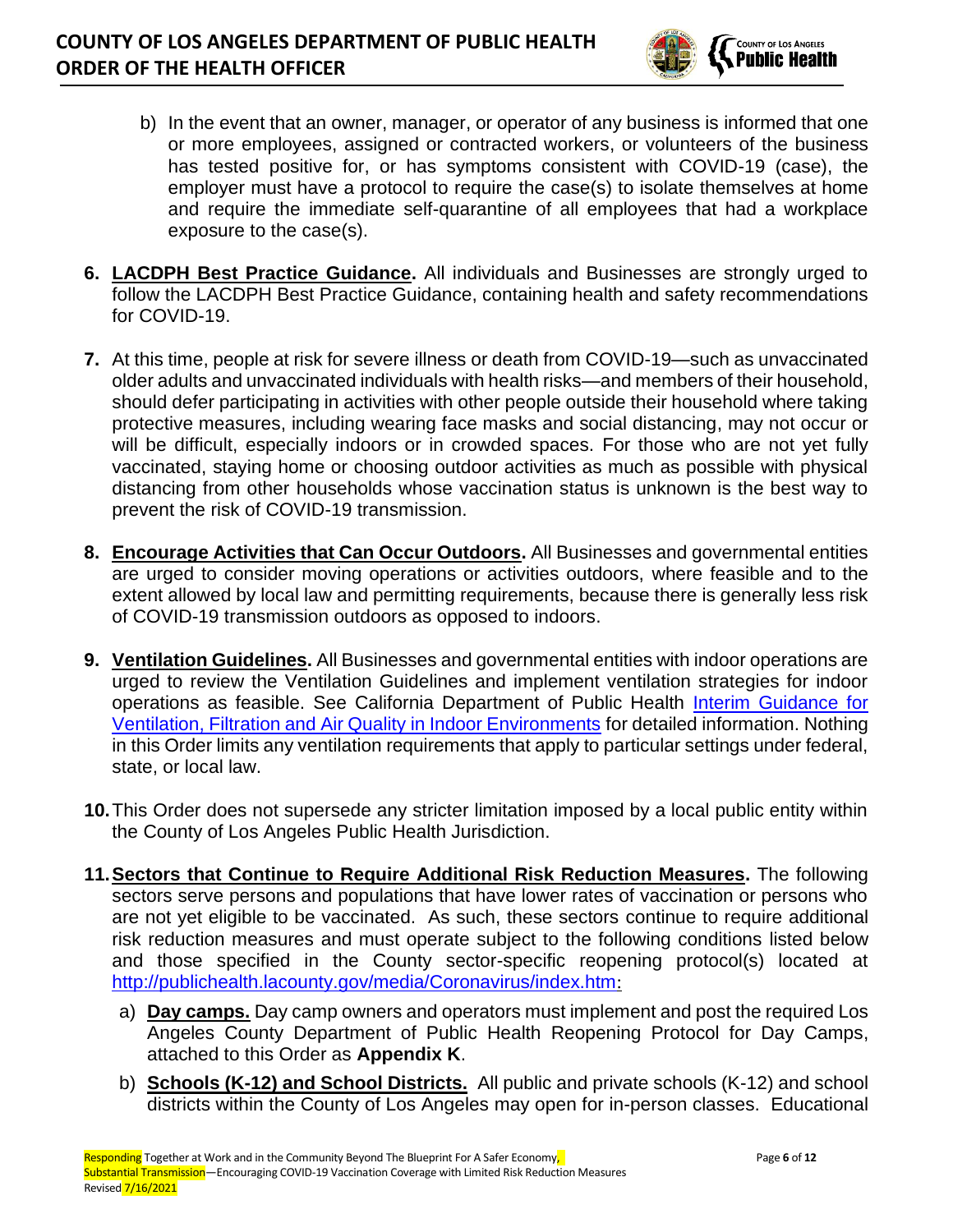b) In the event that an owner, manager, or operator of any business is informed that one or more employees, assigned or contracted workers, or volunteers of the business has tested positive for, or has symptoms consistent with COVID-19 (case), the employer must have a protocol to require the case(s) to isolate themselves at home and require the immediate self-quarantine of all employees that had a workplace exposure to the case(s).

6. **LACDPH Best Practice Guidance.** All individuals and Businesses are strongly urged to follow the LACDPH Best Practice Guidance, containing health and safety recommendations for COVID-19.

7. At this time, people at risk for severe illness or death from COVID-19—such as unvaccinated older adults and unvaccinated individuals with health risks—and members of their household, should defer participating in activities with other people outside their household where taking protective measures, including wearing face masks and social distancing, may not occur or will be difficult, especially indoors or in crowded spaces. For those who are not yet fully vaccinated, staying home or choosing outdoor activities as much as possible with physical distancing from other households whose vaccination status is unknown is the best way to prevent the risk of COVID-19 transmission.

8. **Encourage Activities that Can Occur Outdoors.** All Businesses and governmental entities are urged to consider moving operations or activities outdoors, where feasible and to the extent allowed by local law and permitting requirements, because there is generally less risk of COVID-19 transmission outdoors as opposed to indoors.

9. **Ventilation Guidelines.** All Businesses and governmental entities with indoor operations are urged to review the Ventilation Guidelines and implement ventilation strategies for indoor operations as feasible. See California Department of Public Health Interim Guidance for Ventilation, Filtration and Air Quality in Indoor Environments for detailed information. Nothing in this Order limits any ventilation requirements that apply to particular settings under federal, state, or local law.

10. This Order does not supersede any stricter limitation imposed by a local public entity within the County of Los Angeles Public Health Jurisdiction.

11. **Sectors that Continue to Require Additional Risk Reduction Measures.** The following sectors serve persons and populations that have lower rates of vaccination or persons who are not yet eligible to be vaccinated. As such, these sectors continue to require additional risk reduction measures and must operate subject to the following conditions listed below and those specified in the County sector-specific reopening protocol(s) located at http://publichealth.lacounty.gov/media/Coronavirus/index.htm:

   a) **Day camps.** Day camp owners and operators must implement and post the required Los Angeles County Department of Public Health Reopening Protocol for Day Camps, attached to this Order as **Appendix K**.

   b) **Schools (K-12) and School Districts.** All public and private schools (K-12) and school districts within the County of Los Angeles may open for in-person classes. Educational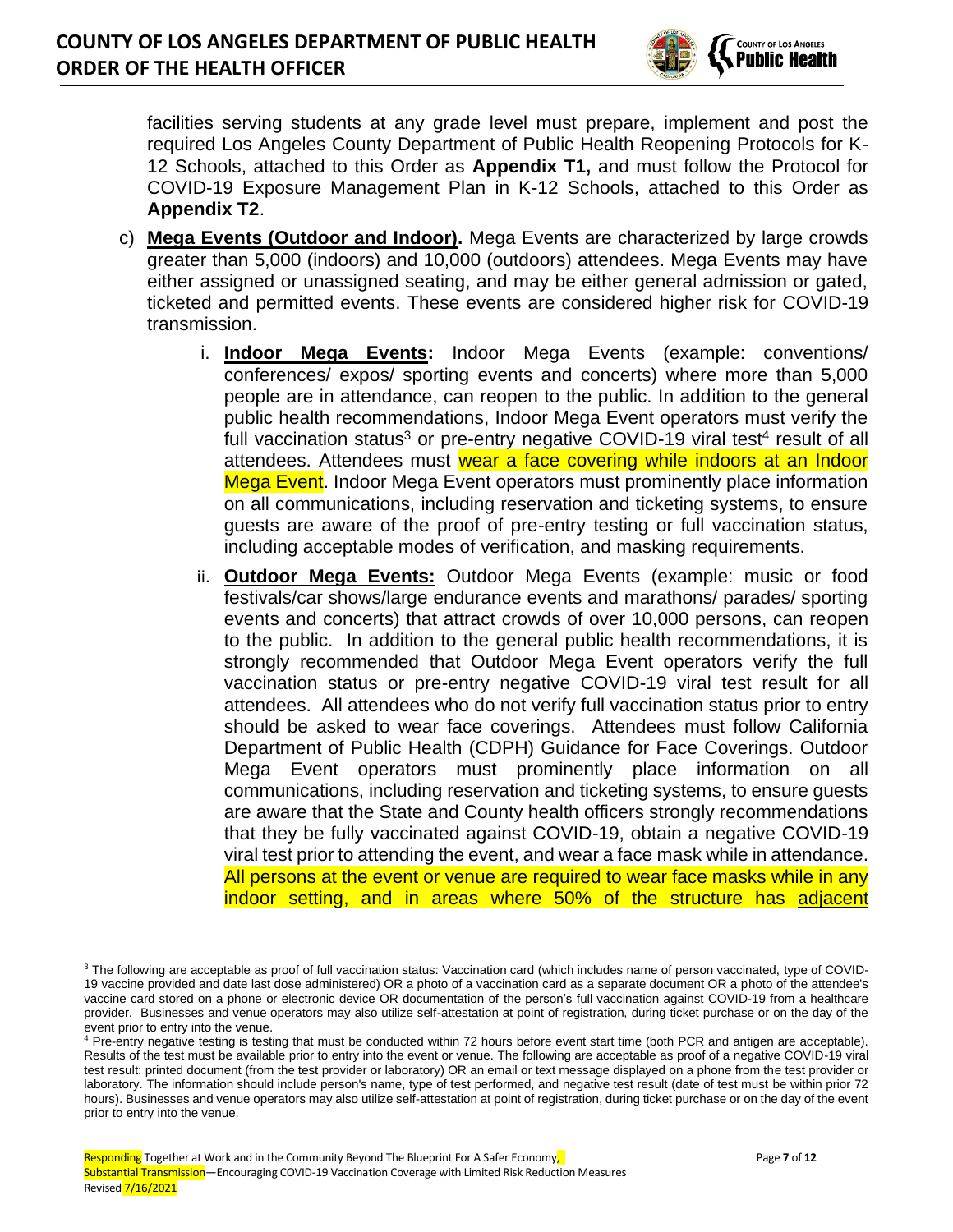facilities serving students at any grade level must prepare, implement and post the required Los Angeles County Department of Public Health Reopening Protocols for K-12 Schools, attached to this Order as **Appendix T1,** and must follow the Protocol for COVID-19 Exposure Management Plan in K-12 Schools, attached to this Order as **Appendix T2**.

c) **Mega Events (Outdoor and Indoor).** Mega Events are characterized by large crowds greater than 5,000 (indoors) and 10,000 (outdoors) attendees. Mega Events may have either assigned or unassigned seating, and may be either general admission or gated, ticketed and permitted events. These events are considered higher risk for COVID-19 transmission.

   i. **Indoor Mega Events:** Indoor Mega Events (example: conventions/ conferences/ expos/ sporting events and concerts) where more than 5,000 people are in attendance, can reopen to the public. In addition to the general public health recommendations, Indoor Mega Event operators must verify the full vaccination status[3] or pre-entry negative COVID-19 viral test[4] result of all attendees. Attendees must wear a face covering while indoors at an Indoor Mega Event. Indoor Mega Event operators must prominently place information on all communications, including reservation and ticketing systems, to ensure guests are aware of the proof of pre-entry testing or full vaccination status, including acceptable modes of verification, and masking requirements.

   ii. **Outdoor Mega Events:** Outdoor Mega Events (example: music or food festivals/car shows/large endurance events and marathons/ parades/ sporting events and concerts) that attract crowds of over 10,000 persons, can reopen to the public. In addition to the general public health recommendations, it is strongly recommended that Outdoor Mega Event operators verify the full vaccination status or pre-entry negative COVID-19 viral test result for all attendees. All attendees who do not verify full vaccination status prior to entry should be asked to wear face coverings. Attendees must follow California Department of Public Health (CDPH) Guidance for Face Coverings. Outdoor Mega Event operators must prominently place information on all communications, including reservation and ticketing systems, to ensure guests are aware that the State and County health officers strongly recommendations that they be fully vaccinated against COVID-19, obtain a negative COVID-19 viral test prior to attending the event, and wear a face mask while in attendance. All persons at the event or venue are required to wear face masks while in any indoor setting, and in areas where 50% of the structure has adjacent

---

[3] The following are acceptable as proof of full vaccination status: Vaccination card (which includes name of person vaccinated, type of COVID-19 vaccine provided and date last dose administered) OR a photo of a vaccination card as a separate document OR a photo of the attendee's vaccine card stored on a phone or electronic device OR documentation of the person's full vaccination against COVID-19 from a healthcare provider. Businesses and venue operators may also utilize self-attestation at point of registration, during ticket purchase or on the day of the event prior to entry into the venue.

[4] Pre-entry negative testing is testing that must be conducted within 72 hours before event start time (both PCR and antigen are acceptable). Results of the test must be available prior to entry into the event or venue. The following are acceptable as proof of a negative COVID-19 viral test result: printed document (from the test provider or laboratory) OR an email or text message displayed on a phone from the test provider or laboratory. The information should include person's name, type of test performed, and negative test result (date of test must be within prior 72 hours). Businesses and venue operators may also utilize self-attestation at point of registration, during ticket purchase or on the day of the event prior to entry into the venue.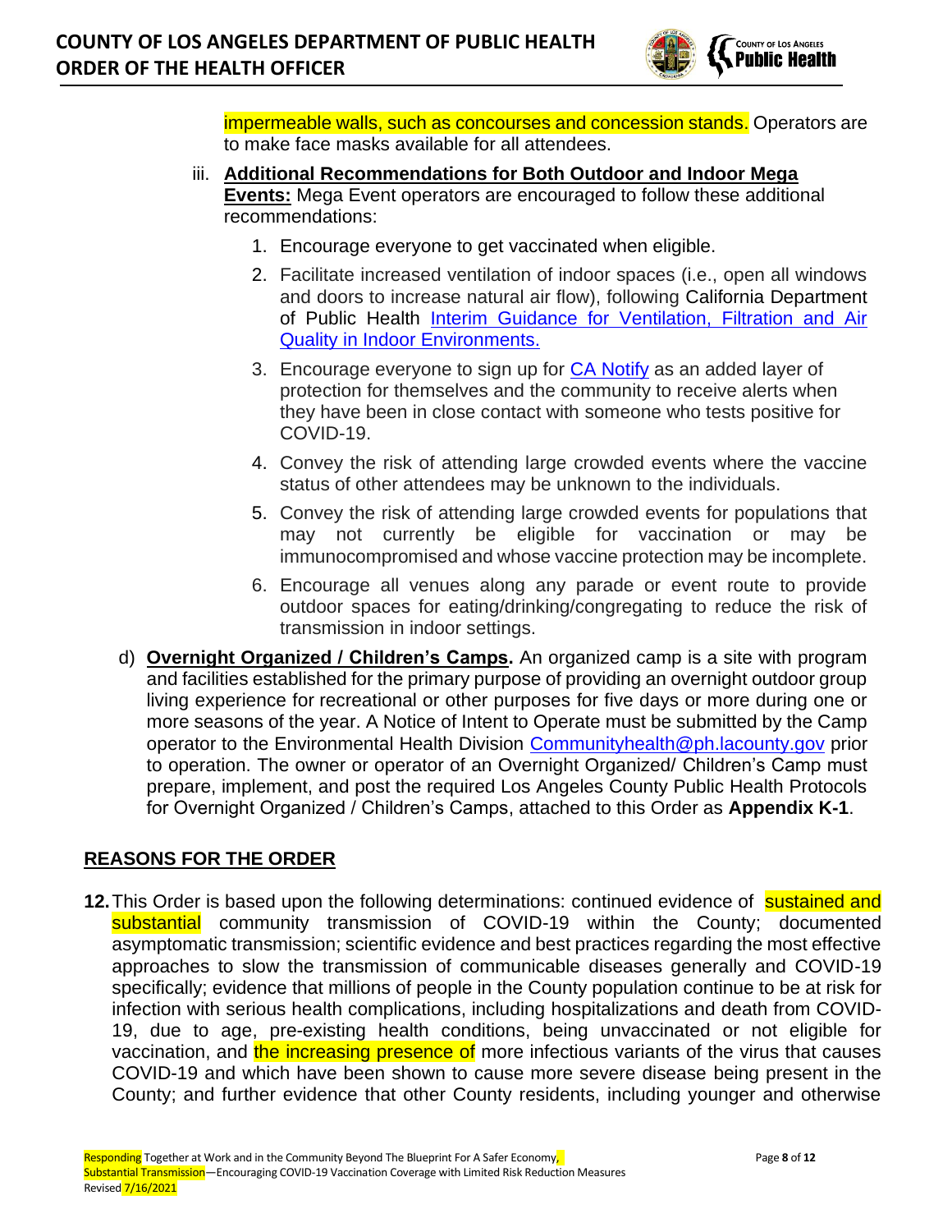impermeable walls, such as concourses and concession stands. Operators are to make face masks available for all attendees.

iii. **Additional Recommendations for Both Outdoor and Indoor Mega Events:** Mega Event operators are encouraged to follow these additional recommendations:

1. Encourage everyone to get vaccinated when eligible.
2. Facilitate increased ventilation of indoor spaces (i.e., open all windows and doors to increase natural air flow), following California Department of Public Health [Interim Guidance for Ventilation, Filtration and Air Quality in Indoor Environments.]()
3. Encourage everyone to sign up for [CA Notify]() as an added layer of protection for themselves and the community to receive alerts when they have been in close contact with someone who tests positive for COVID-19.
4. Convey the risk of attending large crowded events where the vaccine status of other attendees may be unknown to the individuals.
5. Convey the risk of attending large crowded events for populations that may not currently be eligible for vaccination or may be immunocompromised and whose vaccine protection may be incomplete.
6. Encourage all venues along any parade or event route to provide outdoor spaces for eating/drinking/congregating to reduce the risk of transmission in indoor settings.

d) **Overnight Organized / Children's Camps.** An organized camp is a site with program and facilities established for the primary purpose of providing an overnight outdoor group living experience for recreational or other purposes for five days or more during one or more seasons of the year. A Notice of Intent to Operate must be submitted by the Camp operator to the Environmental Health Division [Communityhealth@ph.lacounty.gov]() prior to operation. The owner or operator of an Overnight Organized/ Children's Camp must prepare, implement, and post the required Los Angeles County Public Health Protocols for Overnight Organized / Children's Camps, attached to this Order as **Appendix K-1**.

## REASONS FOR THE ORDER

**12.** This Order is based upon the following determinations: continued evidence of sustained and substantial community transmission of COVID-19 within the County; documented asymptomatic transmission; scientific evidence and best practices regarding the most effective approaches to slow the transmission of communicable diseases generally and COVID-19 specifically; evidence that millions of people in the County population continue to be at risk for infection with serious health complications, including hospitalizations and death from COVID-19, due to age, pre-existing health conditions, being unvaccinated or not eligible for vaccination, and the increasing presence of more infectious variants of the virus that causes COVID-19 and which have been shown to cause more severe disease being present in the County; and further evidence that other County residents, including younger and otherwise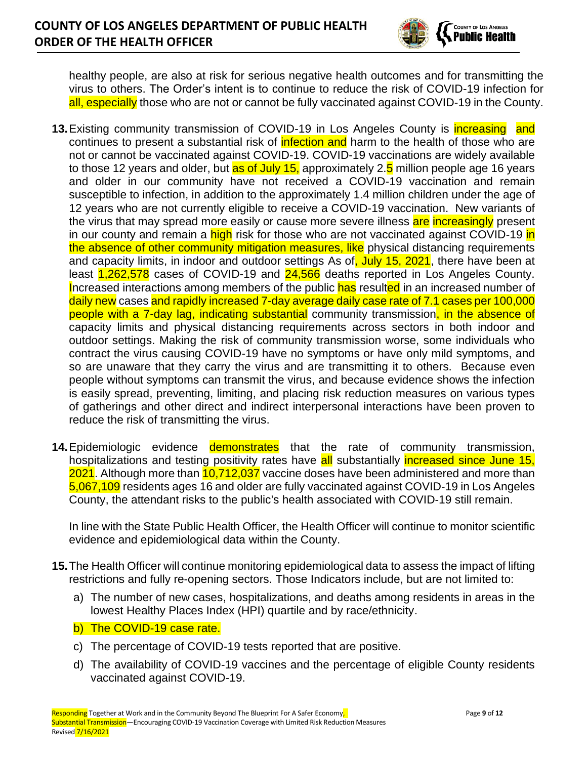healthy people, are also at risk for serious negative health outcomes and for transmitting the virus to others. The Order's intent is to continue to reduce the risk of COVID-19 infection for all, especially those who are not or cannot be fully vaccinated against COVID-19 in the County.

**13.** Existing community transmission of COVID-19 in Los Angeles County is increasing and continues to present a substantial risk of infection and harm to the health of those who are not or cannot be vaccinated against COVID-19. COVID-19 vaccinations are widely available to those 12 years and older, but as of July 15, approximately 2.5 million people age 16 years and older in our community have not received a COVID-19 vaccination and remain susceptible to infection, in addition to the approximately 1.4 million children under the age of 12 years who are not currently eligible to receive a COVID-19 vaccination. New variants of the virus that may spread more easily or cause more severe illness are increasingly present in our county and remain a high risk for those who are not vaccinated against COVID-19 in the absence of other community mitigation measures, like physical distancing requirements and capacity limits, in indoor and outdoor settings As of, July 15, 2021, there have been at least 1,262,578 cases of COVID-19 and 24,566 deaths reported in Los Angeles County. Increased interactions among members of the public has resulted in an increased number of daily new cases and rapidly increased 7-day average daily case rate of 7.1 cases per 100,000 people with a 7-day lag, indicating substantial community transmission, in the absence of capacity limits and physical distancing requirements across sectors in both indoor and outdoor settings. Making the risk of community transmission worse, some individuals who contract the virus causing COVID-19 have no symptoms or have only mild symptoms, and so are unaware that they carry the virus and are transmitting it to others. Because even people without symptoms can transmit the virus, and because evidence shows the infection is easily spread, preventing, limiting, and placing risk reduction measures on various types of gatherings and other direct and indirect interpersonal interactions have been proven to reduce the risk of transmitting the virus.

**14.** Epidemiologic evidence demonstrates that the rate of community transmission, hospitalizations and testing positivity rates have all substantially increased since June 15, 2021. Although more than 10,712,037 vaccine doses have been administered and more than 5,067,109 residents ages 16 and older are fully vaccinated against COVID-19 in Los Angeles County, the attendant risks to the public's health associated with COVID-19 still remain.

In line with the State Public Health Officer, the Health Officer will continue to monitor scientific evidence and epidemiological data within the County.

**15.** The Health Officer will continue monitoring epidemiological data to assess the impact of lifting restrictions and fully re-opening sectors. Those Indicators include, but are not limited to:

a) The number of new cases, hospitalizations, and deaths among residents in areas in the lowest Healthy Places Index (HPI) quartile and by race/ethnicity.

b) The COVID-19 case rate.

c) The percentage of COVID-19 tests reported that are positive.

d) The availability of COVID-19 vaccines and the percentage of eligible County residents vaccinated against COVID-19.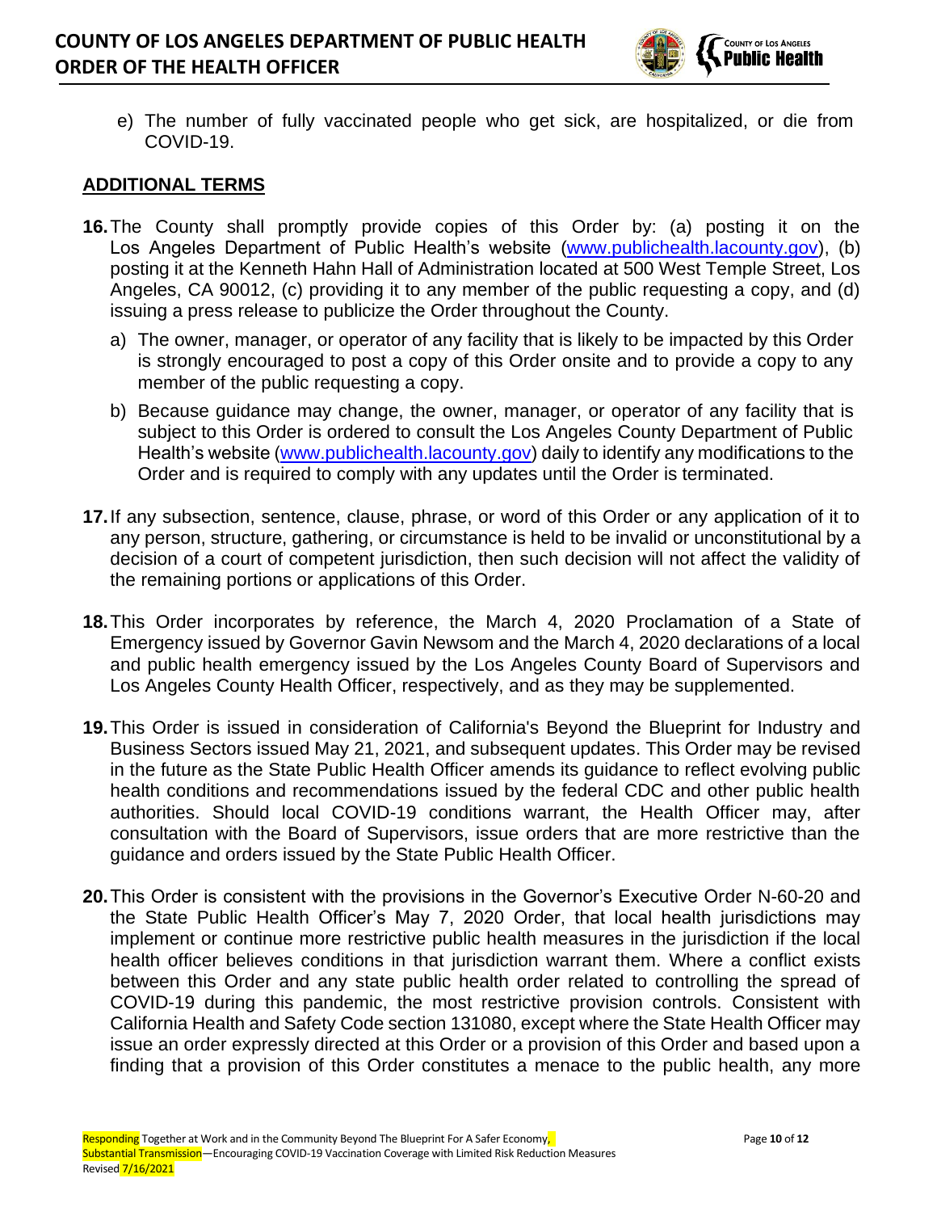e) The number of fully vaccinated people who get sick, are hospitalized, or die from COVID-19.

## ADDITIONAL TERMS

**16.** The County shall promptly provide copies of this Order by: (a) posting it on the Los Angeles Department of Public Health's website (www.publichealth.lacounty.gov), (b) posting it at the Kenneth Hahn Hall of Administration located at 500 West Temple Street, Los Angeles, CA 90012, (c) providing it to any member of the public requesting a copy, and (d) issuing a press release to publicize the Order throughout the County.

a) The owner, manager, or operator of any facility that is likely to be impacted by this Order is strongly encouraged to post a copy of this Order onsite and to provide a copy to any member of the public requesting a copy.

b) Because guidance may change, the owner, manager, or operator of any facility that is subject to this Order is ordered to consult the Los Angeles County Department of Public Health's website (www.publichealth.lacounty.gov) daily to identify any modifications to the Order and is required to comply with any updates until the Order is terminated.

**17.** If any subsection, sentence, clause, phrase, or word of this Order or any application of it to any person, structure, gathering, or circumstance is held to be invalid or unconstitutional by a decision of a court of competent jurisdiction, then such decision will not affect the validity of the remaining portions or applications of this Order.

**18.** This Order incorporates by reference, the March 4, 2020 Proclamation of a State of Emergency issued by Governor Gavin Newsom and the March 4, 2020 declarations of a local and public health emergency issued by the Los Angeles County Board of Supervisors and Los Angeles County Health Officer, respectively, and as they may be supplemented.

**19.** This Order is issued in consideration of California's Beyond the Blueprint for Industry and Business Sectors issued May 21, 2021, and subsequent updates. This Order may be revised in the future as the State Public Health Officer amends its guidance to reflect evolving public health conditions and recommendations issued by the federal CDC and other public health authorities. Should local COVID-19 conditions warrant, the Health Officer may, after consultation with the Board of Supervisors, issue orders that are more restrictive than the guidance and orders issued by the State Public Health Officer.

**20.** This Order is consistent with the provisions in the Governor's Executive Order N-60-20 and the State Public Health Officer's May 7, 2020 Order, that local health jurisdictions may implement or continue more restrictive public health measures in the jurisdiction if the local health officer believes conditions in that jurisdiction warrant them. Where a conflict exists between this Order and any state public health order related to controlling the spread of COVID-19 during this pandemic, the most restrictive provision controls. Consistent with California Health and Safety Code section 131080, except where the State Health Officer may issue an order expressly directed at this Order or a provision of this Order and based upon a finding that a provision of this Order constitutes a menace to the public health, any more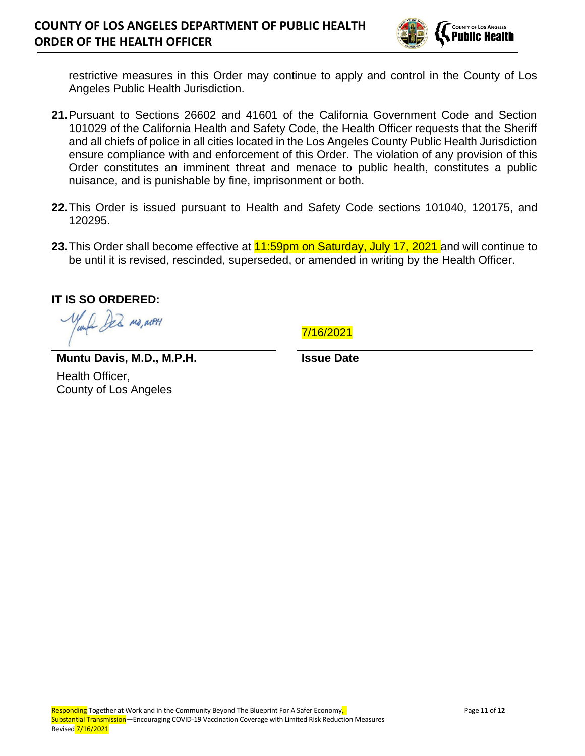restrictive measures in this Order may continue to apply and control in the County of Los Angeles Public Health Jurisdiction.

21. Pursuant to Sections 26602 and 41601 of the California Government Code and Section 101029 of the California Health and Safety Code, the Health Officer requests that the Sheriff and all chiefs of police in all cities located in the Los Angeles County Public Health Jurisdiction ensure compliance with and enforcement of this Order. The violation of any provision of this Order constitutes an imminent threat and menace to public health, constitutes a public nuisance, and is punishable by fine, imprisonment or both.

22. This Order is issued pursuant to Health and Safety Code sections 101040, 120175, and 120295.

23. This Order shall become effective at 11:59pm on Saturday, July 17, 2021 and will continue to be until it is revised, rescinded, superseded, or amended in writing by the Health Officer.

**IT IS SO ORDERED:**

| | |
|---|---|
| **Muntu Davis, M.D., M.P.H.**<br>Health Officer,<br>County of Los Angeles | 7/16/2021<br>**Issue Date** |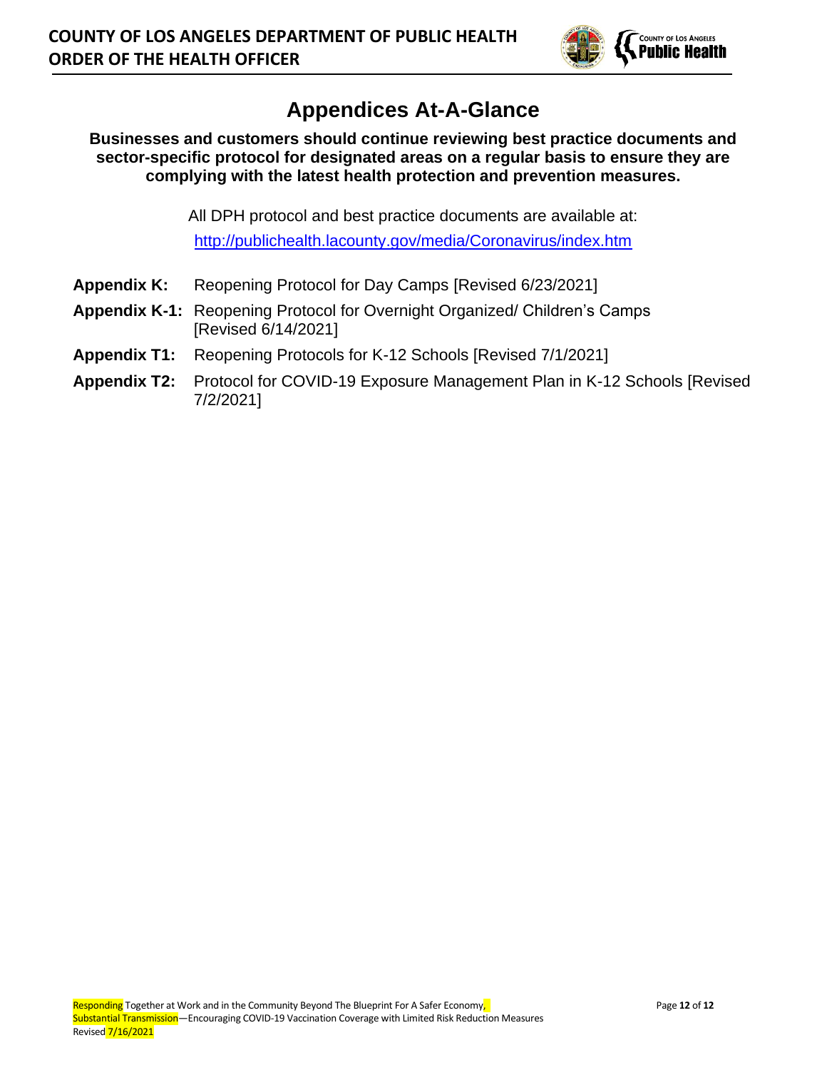## Appendices At-A-Glance

**Businesses and customers should continue reviewing best practice documents and sector-specific protocol for designated areas on a regular basis to ensure they are complying with the latest health protection and prevention measures.**

All DPH protocol and best practice documents are available at:
http://publichealth.lacounty.gov/media/Coronavirus/index.htm

**Appendix K:** Reopening Protocol for Day Camps [Revised 6/23/2021]

**Appendix K-1:** Reopening Protocol for Overnight Organized/ Children's Camps [Revised 6/14/2021]

**Appendix T1:** Reopening Protocols for K-12 Schools [Revised 7/1/2021]

**Appendix T2:** Protocol for COVID-19 Exposure Management Plan in K-12 Schools [Revised 7/2/2021]